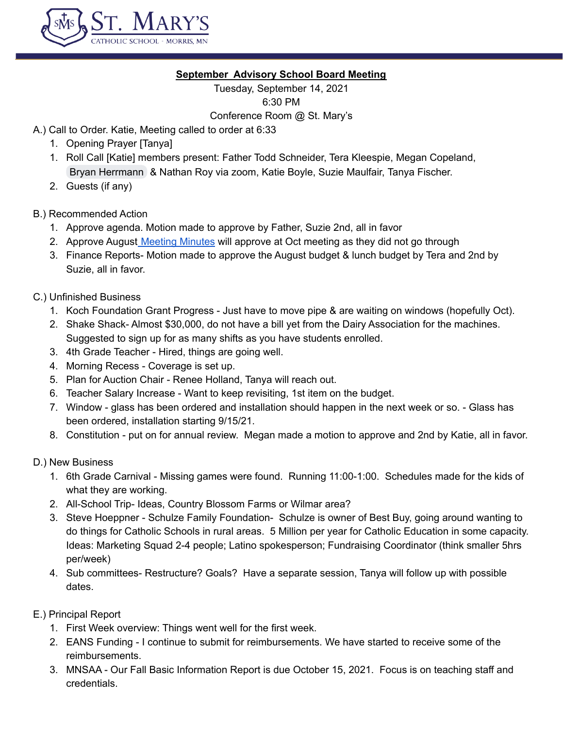ST. MARY'S
CATHOLIC SCHOOL · MORRIS, MN

## September Advisory School Board Meeting

Tuesday, September 14, 2021
6:30 PM
Conference Room @ St. Mary's

A.) Call to Order. Katie, Meeting called to order at 6:33

1. Opening Prayer [Tanya]
1. Roll Call [Katie] members present: Father Todd Schneider, Tera Kleespie, Megan Copeland, Bryan Herrmann & Nathan Roy via zoom, Katie Boyle, Suzie Maulfair, Tanya Fischer.
2. Guests (if any)

B.) Recommended Action

1. Approve agenda. Motion made to approve by Father, Suzie 2nd, all in favor
2. Approve August Meeting Minutes will approve at Oct meeting as they did not go through
3. Finance Reports- Motion made to approve the August budget & lunch budget by Tera and 2nd by Suzie, all in favor.

C.) Unfinished Business

1. Koch Foundation Grant Progress - Just have to move pipe & are waiting on windows (hopefully Oct).
2. Shake Shack- Almost $30,000, do not have a bill yet from the Dairy Association for the machines. Suggested to sign up for as many shifts as you have students enrolled.
3. 4th Grade Teacher - Hired, things are going well.
4. Morning Recess - Coverage is set up.
5. Plan for Auction Chair - Renee Holland, Tanya will reach out.
6. Teacher Salary Increase - Want to keep revisiting, 1st item on the budget.
7. Window - glass has been ordered and installation should happen in the next week or so. - Glass has been ordered, installation starting 9/15/21.
8. Constitution - put on for annual review. Megan made a motion to approve and 2nd by Katie, all in favor.

D.) New Business

1. 6th Grade Carnival - Missing games were found. Running 11:00-1:00. Schedules made for the kids of what they are working.
2. All-School Trip- Ideas, Country Blossom Farms or Wilmar area?
3. Steve Hoeppner - Schulze Family Foundation- Schulze is owner of Best Buy, going around wanting to do things for Catholic Schools in rural areas. 5 Million per year for Catholic Education in some capacity. Ideas: Marketing Squad 2-4 people; Latino spokesperson; Fundraising Coordinator (think smaller 5hrs per/week)
4. Sub committees- Restructure? Goals? Have a separate session, Tanya will follow up with possible dates.

E.) Principal Report

1. First Week overview: Things went well for the first week.
2. EANS Funding - I continue to submit for reimbursements. We have started to receive some of the reimbursements.
3. MNSAA - Our Fall Basic Information Report is due October 15, 2021. Focus is on teaching staff and credentials.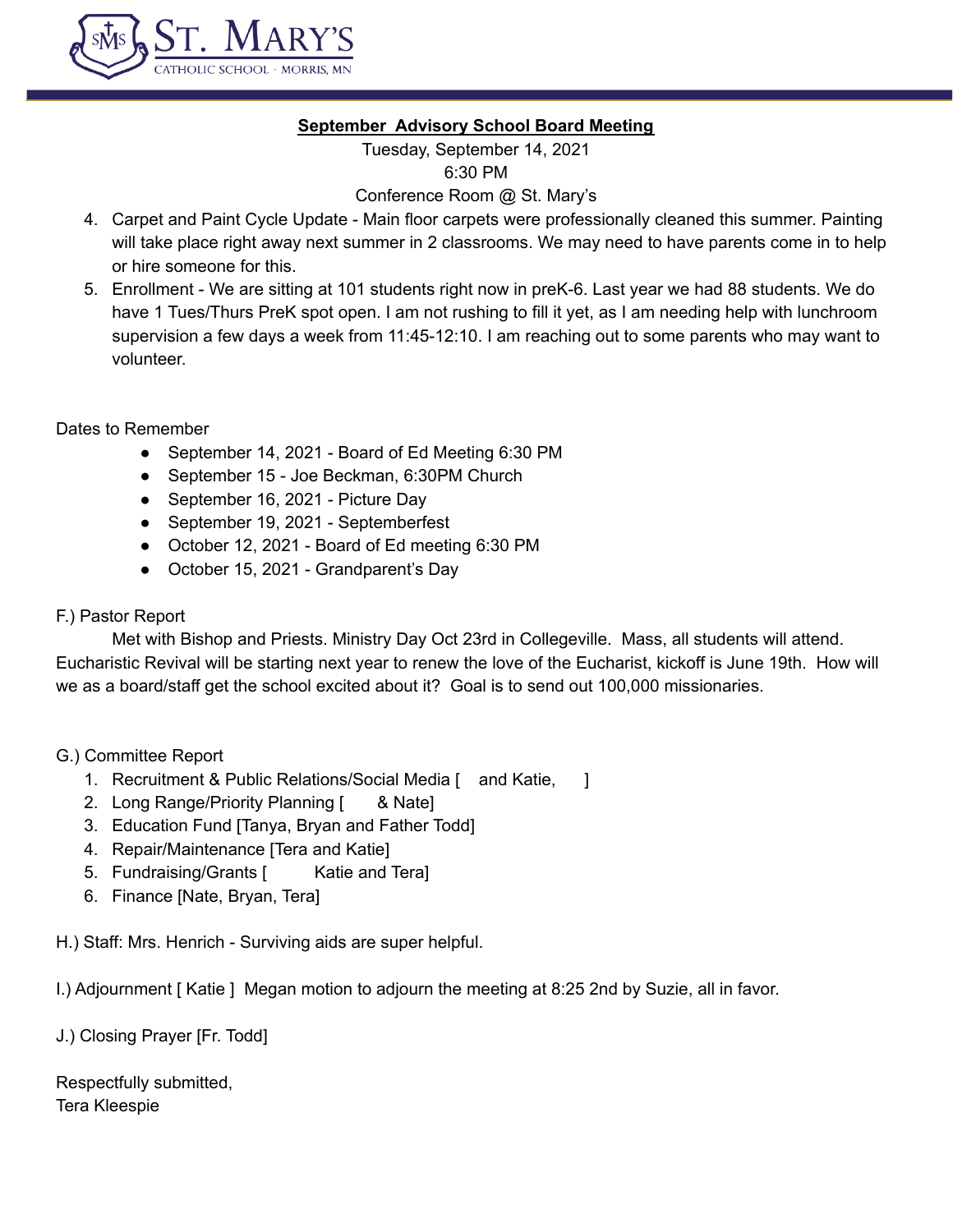## September Advisory School Board Meeting

Tuesday, September 14, 2021
6:30 PM
Conference Room @ St. Mary's

4. Carpet and Paint Cycle Update - Main floor carpets were professionally cleaned this summer. Painting will take place right away next summer in 2 classrooms. We may need to have parents come in to help or hire someone for this.
5. Enrollment - We are sitting at 101 students right now in preK-6. Last year we had 88 students. We do have 1 Tues/Thurs PreK spot open. I am not rushing to fill it yet, as I am needing help with lunchroom supervision a few days a week from 11:45-12:10. I am reaching out to some parents who may want to volunteer.

Dates to Remember

- September 14, 2021 - Board of Ed Meeting 6:30 PM
- September 15 - Joe Beckman, 6:30PM Church
- September 16, 2021 - Picture Day
- September 19, 2021 - Septemberfest
- October 12, 2021 - Board of Ed meeting 6:30 PM
- October 15, 2021 - Grandparent's Day

F.) Pastor Report

Met with Bishop and Priests. Ministry Day Oct 23rd in Collegeville. Mass, all students will attend. Eucharistic Revival will be starting next year to renew the love of the Eucharist, kickoff is June 19th. How will we as a board/staff get the school excited about it? Goal is to send out 100,000 missionaries.

G.) Committee Report

1. Recruitment & Public Relations/Social Media [ and Katie, ]
2. Long Range/Priority Planning [ & Nate]
3. Education Fund [Tanya, Bryan and Father Todd]
4. Repair/Maintenance [Tera and Katie]
5. Fundraising/Grants [ Katie and Tera]
6. Finance [Nate, Bryan, Tera]

H.) Staff: Mrs. Henrich - Surviving aids are super helpful.

I.) Adjournment [ Katie ] Megan motion to adjourn the meeting at 8:25 2nd by Suzie, all in favor.

J.) Closing Prayer [Fr. Todd]

Respectfully submitted,
Tera Kleespie